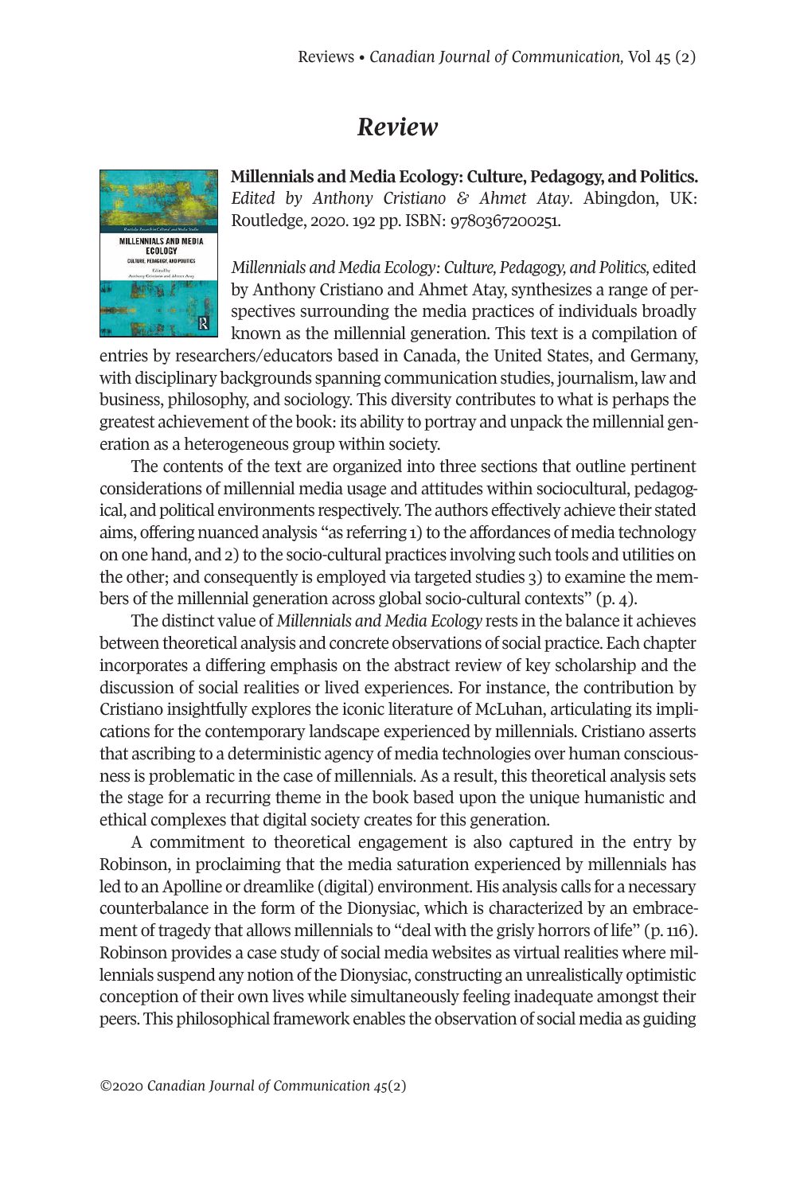# Review

**Millennials and Media Ecology: Culture, Pedagogy, and Politics.** *Edited by Anthony Cristiano & Ahmet Atay*. Abingdon, UK: Routledge, 2020. 192 pp. ISBN: 9780367200251.

*Millennials and Media Ecology: Culture, Pedagogy, and Politics,* edited by Anthony Cristiano and Ahmet Atay, synthesizes a range of perspectives surrounding the media practices of individuals broadly known as the millennial generation. This text is a compilation of entries by researchers/educators based in Canada, the United States, and Germany, with disciplinary backgrounds spanning communication studies, journalism, law and business, philosophy, and sociology. This diversity contributes to what is perhaps the greatest achievement of the book: its ability to portray and unpack the millennial generation as a heterogeneous group within society.

The contents of the text are organized into three sections that outline pertinent considerations of millennial media usage and attitudes within sociocultural, pedagogical, and political environments respectively. The authors effectively achieve their stated aims, offering nuanced analysis "as referring 1) to the affordances of media technology on one hand, and 2) to the socio-cultural practices involving such tools and utilities on the other; and consequently is employed via targeted studies 3) to examine the members of the millennial generation across global socio-cultural contexts" (p. 4).

The distinct value of *Millennials and Media Ecology* rests in the balance it achieves between theoretical analysis and concrete observations of social practice. Each chapter incorporates a differing emphasis on the abstract review of key scholarship and the discussion of social realities or lived experiences. For instance, the contribution by Cristiano insightfully explores the iconic literature of McLuhan, articulating its implications for the contemporary landscape experienced by millennials. Cristiano asserts that ascribing to a deterministic agency of media technologies over human consciousness is problematic in the case of millennials. As a result, this theoretical analysis sets the stage for a recurring theme in the book based upon the unique humanistic and ethical complexes that digital society creates for this generation.

A commitment to theoretical engagement is also captured in the entry by Robinson, in proclaiming that the media saturation experienced by millennials has led to an Apolline or dreamlike (digital) environment. His analysis calls for a necessary counterbalance in the form of the Dionysiac, which is characterized by an embracement of tragedy that allows millennials to "deal with the grisly horrors of life" (p. 116). Robinson provides a case study of social media websites as virtual realities where millennials suspend any notion of the Dionysiac, constructing an unrealistically optimistic conception of their own lives while simultaneously feeling inadequate amongst their peers. This philosophical framework enables the observation of social media as guiding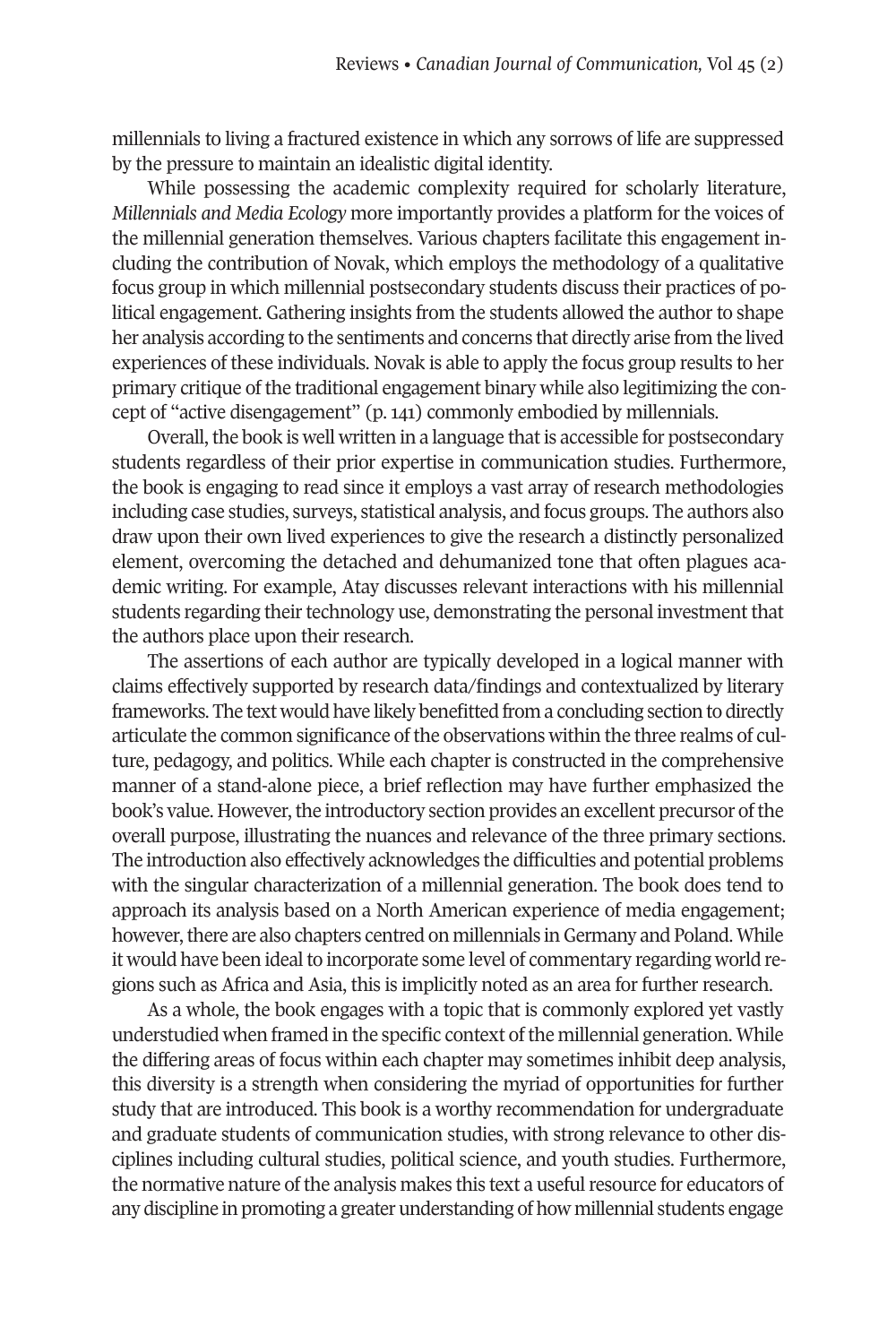millennials to living a fractured existence in which any sorrows of life are suppressed by the pressure to maintain an idealistic digital identity.

While possessing the academic complexity required for scholarly literature, *Millennials and Media Ecology* more importantly provides a platform for the voices of the millennial generation themselves. Various chapters facilitate this engagement including the contribution of Novak, which employs the methodology of a qualitative focus group in which millennial postsecondary students discuss their practices of political engagement. Gathering insights from the students allowed the author to shape her analysis according to the sentiments and concerns that directly arise from the lived experiences of these individuals. Novak is able to apply the focus group results to her primary critique of the traditional engagement binary while also legitimizing the concept of "active disengagement" (p. 141) commonly embodied by millennials.

Overall, the book is well written in a language that is accessible for postsecondary students regardless of their prior expertise in communication studies. Furthermore, the book is engaging to read since it employs a vast array of research methodologies including case studies, surveys, statistical analysis, and focus groups. The authors also draw upon their own lived experiences to give the research a distinctly personalized element, overcoming the detached and dehumanized tone that often plagues academic writing. For example, Atay discusses relevant interactions with his millennial students regarding their technology use, demonstrating the personal investment that the authors place upon their research.

The assertions of each author are typically developed in a logical manner with claims effectively supported by research data/findings and contextualized by literary frameworks. The text would have likely benefitted from a concluding section to directly articulate the common significance of the observations within the three realms of culture, pedagogy, and politics. While each chapter is constructed in the comprehensive manner of a stand-alone piece, a brief reflection may have further emphasized the book's value. However, the introductory section provides an excellent precursor of the overall purpose, illustrating the nuances and relevance of the three primary sections. The introduction also effectively acknowledges the difficulties and potential problems with the singular characterization of a millennial generation. The book does tend to approach its analysis based on a North American experience of media engagement; however, there are also chapters centred on millennials in Germany and Poland. While it would have been ideal to incorporate some level of commentary regarding world regions such as Africa and Asia, this is implicitly noted as an area for further research.

As a whole, the book engages with a topic that is commonly explored yet vastly understudied when framed in the specific context of the millennial generation. While the differing areas of focus within each chapter may sometimes inhibit deep analysis, this diversity is a strength when considering the myriad of opportunities for further study that are introduced. This book is a worthy recommendation for undergraduate and graduate students of communication studies, with strong relevance to other disciplines including cultural studies, political science, and youth studies. Furthermore, the normative nature of the analysis makes this text a useful resource for educators of any discipline in promoting a greater understanding of how millennial students engage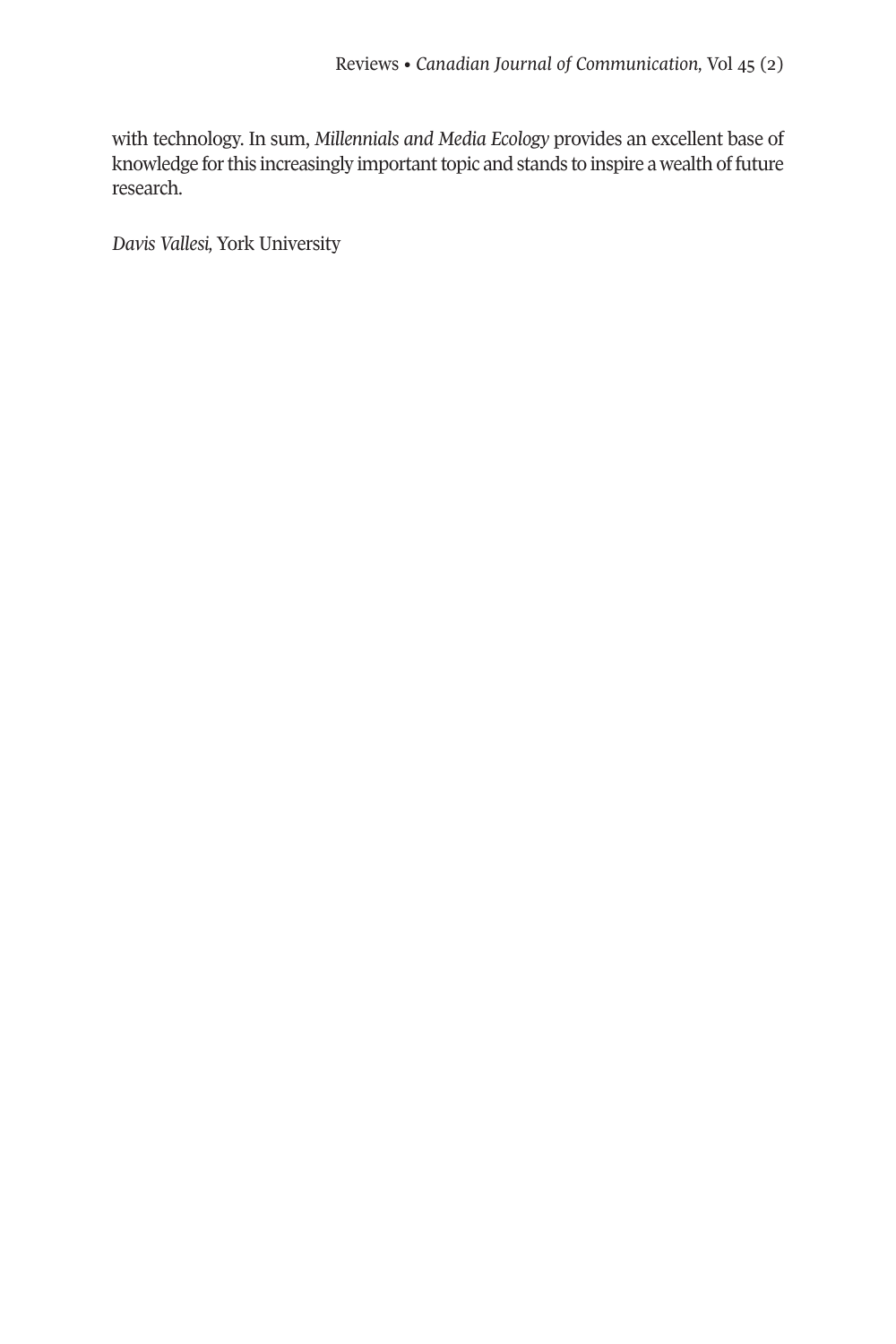with technology. In sum, *Millennials and Media Ecology* provides an excellent base of knowledge for this increasingly important topic and stands to inspire a wealth of future research.

*Davis Vallesi,* York University